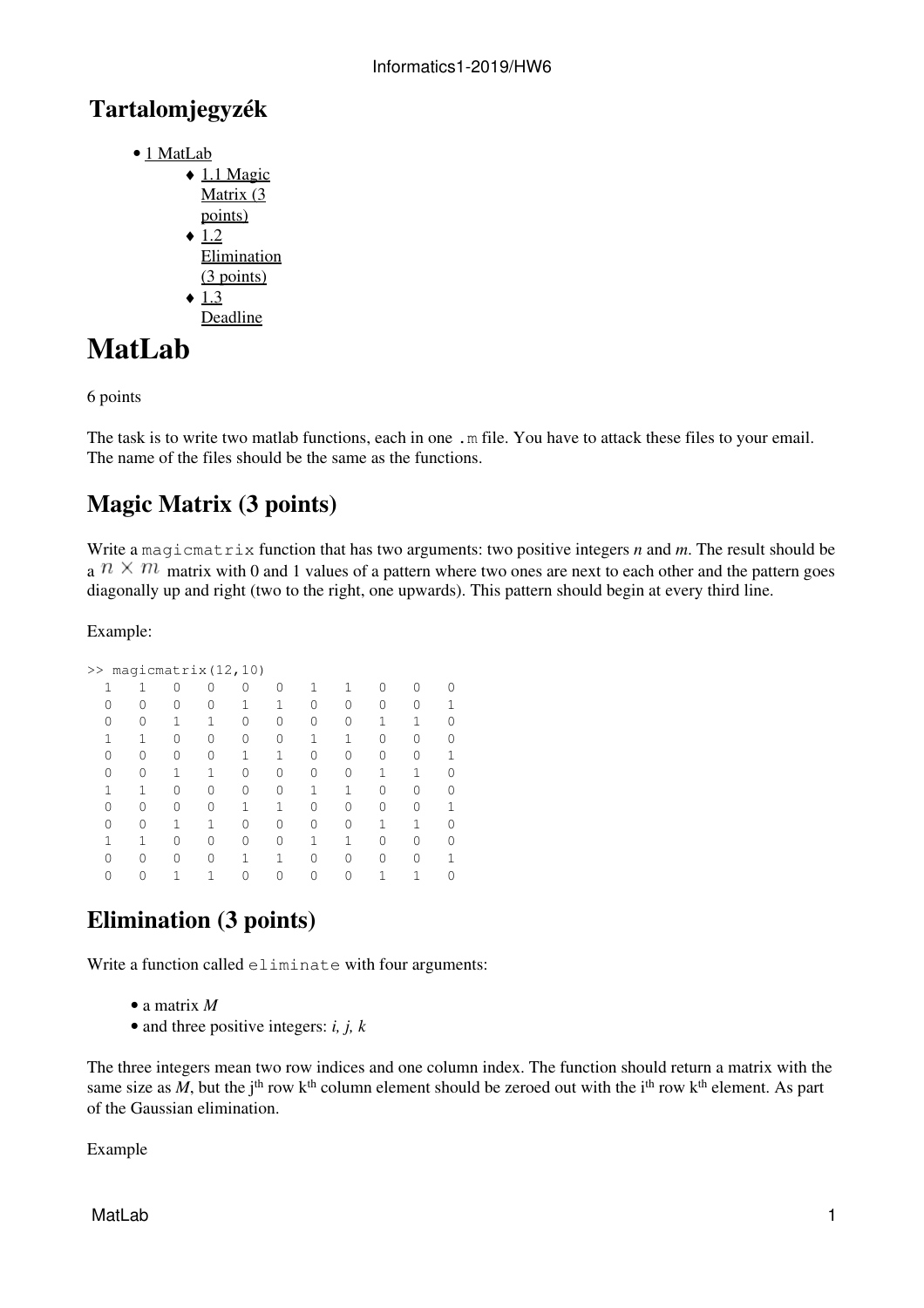# Tartalomjegyzék

- 1 MatLab
  - 1.1 Magic Matrix (3 points)
  - 1.2 Elimination (3 points)
  - 1.3 Deadline

# MatLab

6 points

The task is to write two matlab functions, each in one `.m` file. You have to attack these files to your email. The name of the files should be the same as the functions.

## Magic Matrix (3 points)

Write a `magicmatrix` function that has two arguments: two positive integers *n* and *m*. The result should be a $n \times m$ matrix with 0 and 1 values of a pattern where two ones are next to each other and the pattern goes diagonally up and right (two to the right, one upwards). This pattern should begin at every third line.

Example:

```
>> magicmatrix(12,10)
   1   1   0   0   0   0   1   1   0   0   0
   0   0   0   0   1   1   0   0   0   0   1
   0   0   1   1   0   0   0   0   1   1   0
   1   1   0   0   0   0   1   1   0   0   0
   0   0   0   0   1   1   0   0   0   0   1
   0   0   1   1   0   0   0   0   1   1   0
   1   1   0   0   0   0   1   1   0   0   0
   0   0   0   0   1   1   0   0   0   0   1
   0   0   1   1   0   0   0   0   1   1   0
   1   1   0   0   0   0   1   1   0   0   0
   0   0   0   0   1   1   0   0   0   0   1
   0   0   1   1   0   0   0   0   1   1   0
```

## Elimination (3 points)

Write a function called `eliminate` with four arguments:

- a matrix *M*
- and three positive integers: *i, j, k*

The three integers mean two row indices and one column index. The function should return a matrix with the same size as *M*, but the $j^{th}$ row $k^{th}$ column element should be zeroed out with the $i^{th}$ row $k^{th}$ element. As part of the Gaussian elimination.

Example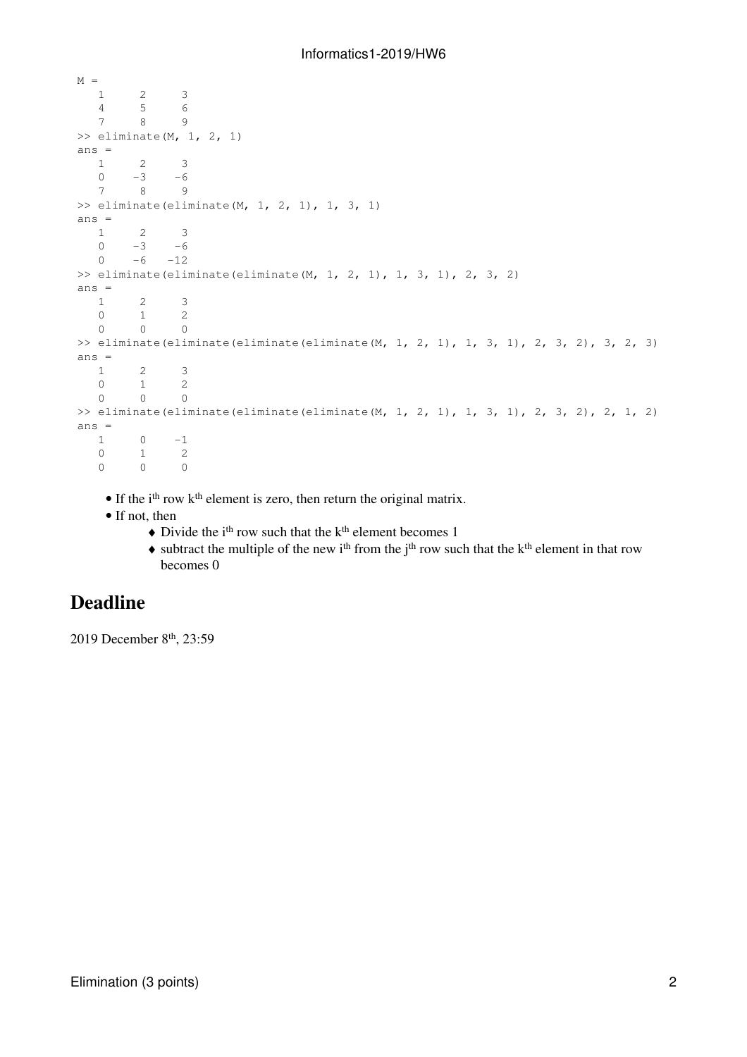```
M =
   1     2     3
   4     5     6
   7     8     9
>> eliminate(M, 1, 2, 1)
ans =
   1     2     3
   0    -3    -6
   7     8     9
>> eliminate(eliminate(M, 1, 2, 1), 1, 3, 1)
ans =
   1     2     3
   0    -3    -6
   0    -6   -12
>> eliminate(eliminate(eliminate(M, 1, 2, 1), 1, 3, 1), 2, 3, 2)
ans =
   1     2     3
   0     1     2
   0     0     0
>> eliminate(eliminate(eliminate(eliminate(M, 1, 2, 1), 1, 3, 1), 2, 3, 2), 3, 2, 3)
ans =
   1     2     3
   0     1     2
   0     0     0
>> eliminate(eliminate(eliminate(eliminate(M, 1, 2, 1), 1, 3, 1), 2, 3, 2), 2, 1, 2)
ans =
   1     0    -1
   0     1     2
   0     0     0
```

- If the $i^{th}$ row $k^{th}$ element is zero, then return the original matrix.
- If not, then
  - Divide the $i^{th}$ row such that the $k^{th}$ element becomes 1
  - subtract the multiple of the new $i^{th}$ from the $j^{th}$ row such that the $k^{th}$ element in that row becomes 0

## Deadline

2019 December 8th, 23:59